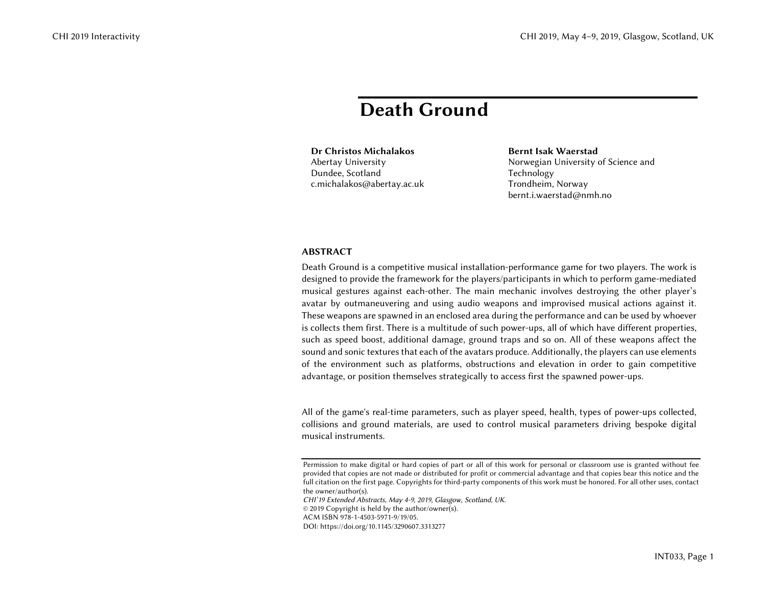# Death Ground

**Dr Christos Michalakos**
Abertay University
Dundee, Scotland
c.michalakos@abertay.ac.uk

**Bernt Isak Waerstad**
Norwegian University of Science and Technology
Trondheim, Norway
bernt.i.waerstad@nmh.no

## ABSTRACT

Death Ground is a competitive musical installation-performance game for two players. The work is designed to provide the framework for the players/participants in which to perform game-mediated musical gestures against each-other. The main mechanic involves destroying the other player's avatar by outmaneuvering and using audio weapons and improvised musical actions against it. These weapons are spawned in an enclosed area during the performance and can be used by whoever is collects them first. There is a multitude of such power-ups, all of which have different properties, such as speed boost, additional damage, ground traps and so on. All of these weapons affect the sound and sonic textures that each of the avatars produce. Additionally, the players can use elements of the environment such as platforms, obstructions and elevation in order to gain competitive advantage, or position themselves strategically to access first the spawned power-ups.

All of the game's real-time parameters, such as player speed, health, types of power-ups collected, collisions and ground materials, are used to control musical parameters driving bespoke digital musical instruments.

Permission to make digital or hard copies of part or all of this work for personal or classroom use is granted without fee provided that copies are not made or distributed for profit or commercial advantage and that copies bear this notice and the full citation on the first page. Copyrights for third-party components of this work must be honored. For all other uses, contact the owner/author(s).
*CHI'19 Extended Abstracts, May 4-9, 2019, Glasgow, Scotland, UK.*
© 2019 Copyright is held by the author/owner(s).
ACM ISBN 978-1-4503-5971-9/19/05.
DOI: https://doi.org/10.1145/3290607.3313277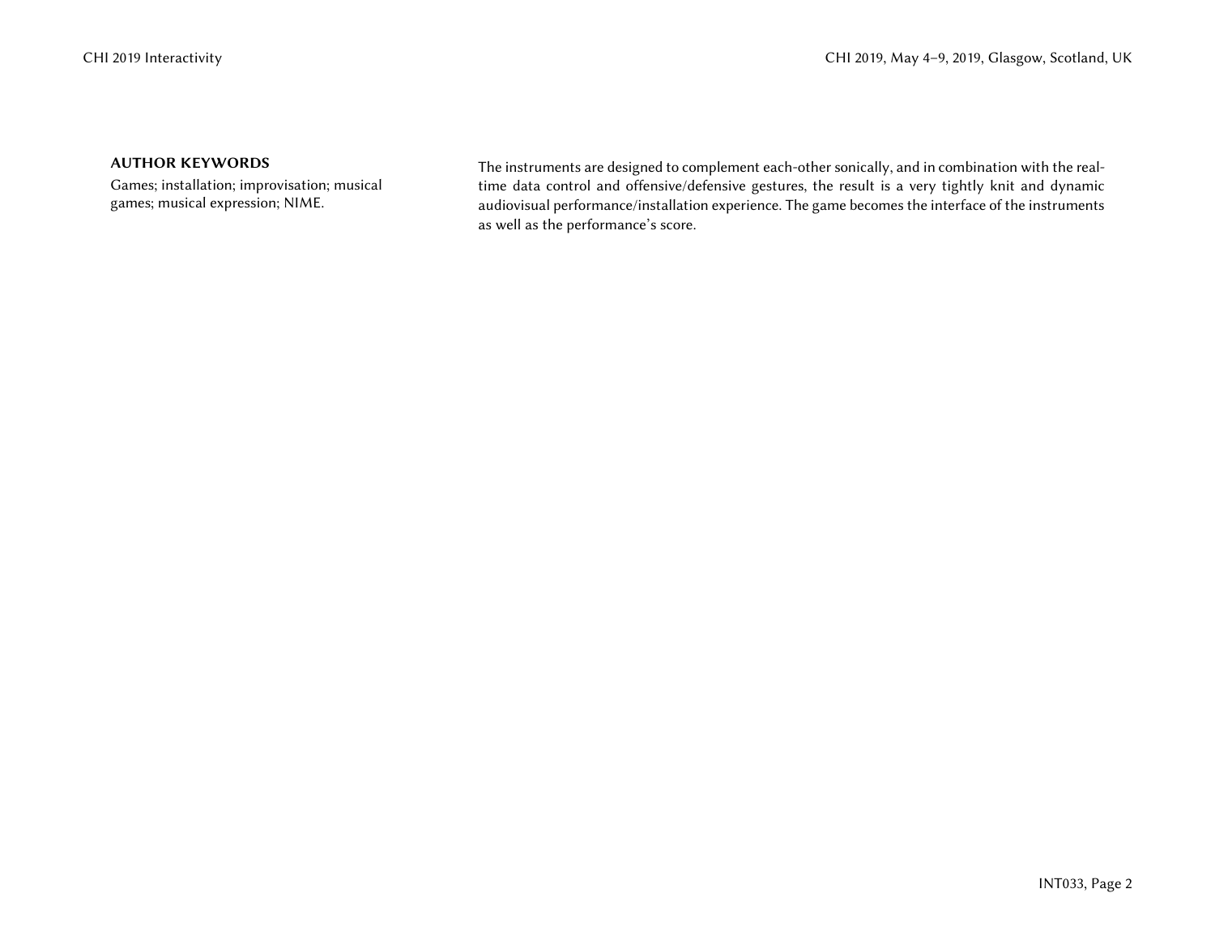## AUTHOR KEYWORDS

Games; installation; improvisation; musical games; musical expression; NIME.

The instruments are designed to complement each-other sonically, and in combination with the real-time data control and offensive/defensive gestures, the result is a very tightly knit and dynamic audiovisual performance/installation experience. The game becomes the interface of the instruments as well as the performance's score.